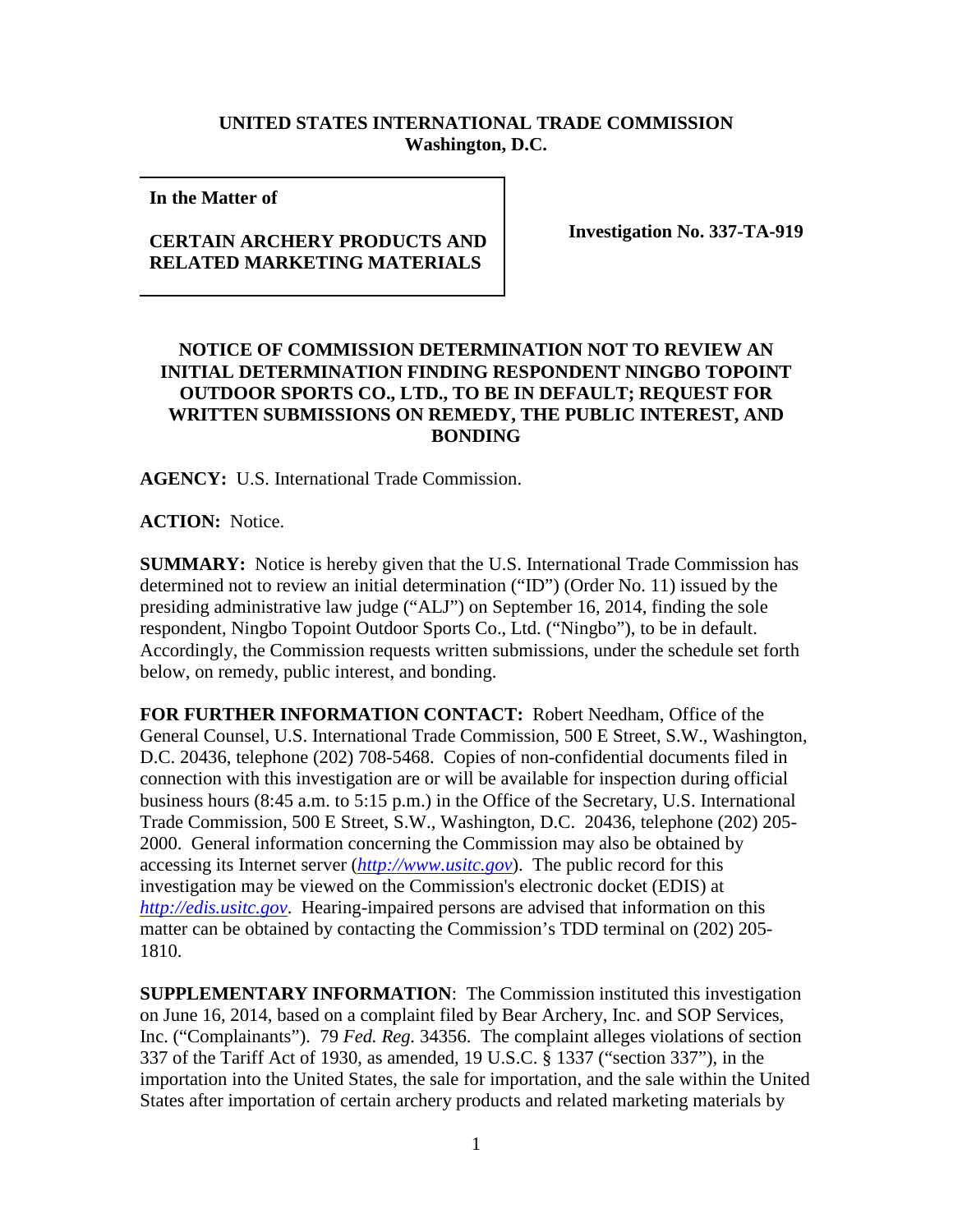**UNITED STATES INTERNATIONAL TRADE COMMISSION**
**Washington, D.C.**

| **In the Matter of** **CERTAIN ARCHERY PRODUCTS AND RELATED MARKETING MATERIALS** | **Investigation No. 337-TA-919** |
|---|---|

**NOTICE OF COMMISSION DETERMINATION NOT TO REVIEW AN INITIAL DETERMINATION FINDING RESPONDENT NINGBO TOPOINT OUTDOOR SPORTS CO., LTD., TO BE IN DEFAULT; REQUEST FOR WRITTEN SUBMISSIONS ON REMEDY, THE PUBLIC INTEREST, AND BONDING**

**AGENCY:** U.S. International Trade Commission.

**ACTION:** Notice.

**SUMMARY:** Notice is hereby given that the U.S. International Trade Commission has determined not to review an initial determination ("ID") (Order No. 11) issued by the presiding administrative law judge ("ALJ") on September 16, 2014, finding the sole respondent, Ningbo Topoint Outdoor Sports Co., Ltd. ("Ningbo"), to be in default. Accordingly, the Commission requests written submissions, under the schedule set forth below, on remedy, public interest, and bonding.

**FOR FURTHER INFORMATION CONTACT:** Robert Needham, Office of the General Counsel, U.S. International Trade Commission, 500 E Street, S.W., Washington, D.C. 20436, telephone (202) 708-5468. Copies of non-confidential documents filed in connection with this investigation are or will be available for inspection during official business hours (8:45 a.m. to 5:15 p.m.) in the Office of the Secretary, U.S. International Trade Commission, 500 E Street, S.W., Washington, D.C. 20436, telephone (202) 205-2000. General information concerning the Commission may also be obtained by accessing its Internet server (*http://www.usitc.gov*). The public record for this investigation may be viewed on the Commission's electronic docket (EDIS) at *http://edis.usitc.gov*. Hearing-impaired persons are advised that information on this matter can be obtained by contacting the Commission's TDD terminal on (202) 205-1810.

**SUPPLEMENTARY INFORMATION**: The Commission instituted this investigation on June 16, 2014, based on a complaint filed by Bear Archery, Inc. and SOP Services, Inc. ("Complainants"). 79 *Fed. Reg.* 34356. The complaint alleges violations of section 337 of the Tariff Act of 1930, as amended, 19 U.S.C. § 1337 ("section 337"), in the importation into the United States, the sale for importation, and the sale within the United States after importation of certain archery products and related marketing materials by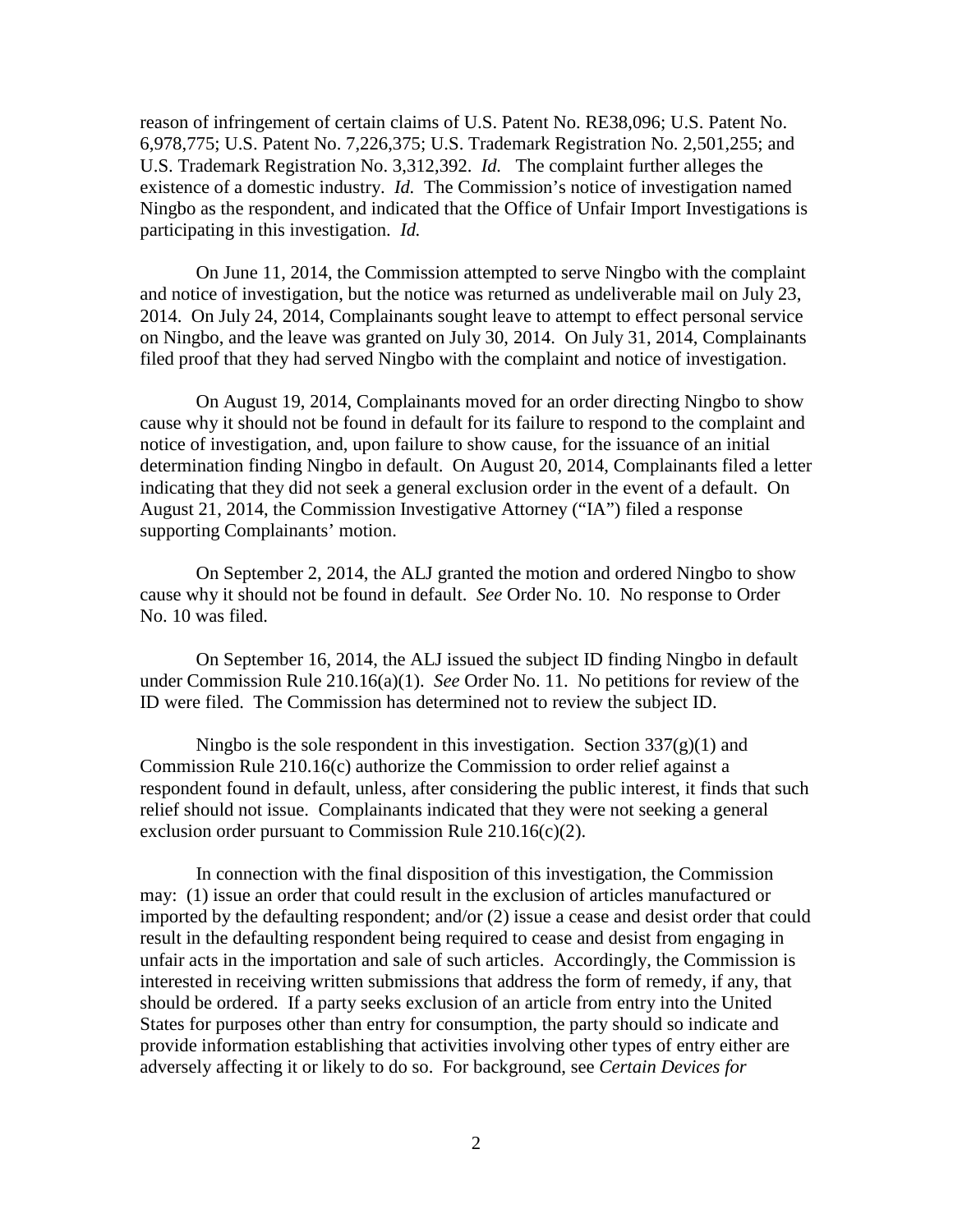reason of infringement of certain claims of U.S. Patent No. RE38,096; U.S. Patent No. 6,978,775; U.S. Patent No. 7,226,375; U.S. Trademark Registration No. 2,501,255; and U.S. Trademark Registration No. 3,312,392. *Id.* The complaint further alleges the existence of a domestic industry. *Id.* The Commission's notice of investigation named Ningbo as the respondent, and indicated that the Office of Unfair Import Investigations is participating in this investigation. *Id.*

On June 11, 2014, the Commission attempted to serve Ningbo with the complaint and notice of investigation, but the notice was returned as undeliverable mail on July 23, 2014. On July 24, 2014, Complainants sought leave to attempt to effect personal service on Ningbo, and the leave was granted on July 30, 2014. On July 31, 2014, Complainants filed proof that they had served Ningbo with the complaint and notice of investigation.

On August 19, 2014, Complainants moved for an order directing Ningbo to show cause why it should not be found in default for its failure to respond to the complaint and notice of investigation, and, upon failure to show cause, for the issuance of an initial determination finding Ningbo in default. On August 20, 2014, Complainants filed a letter indicating that they did not seek a general exclusion order in the event of a default. On August 21, 2014, the Commission Investigative Attorney ("IA") filed a response supporting Complainants' motion.

On September 2, 2014, the ALJ granted the motion and ordered Ningbo to show cause why it should not be found in default. *See* Order No. 10. No response to Order No. 10 was filed.

On September 16, 2014, the ALJ issued the subject ID finding Ningbo in default under Commission Rule 210.16(a)(1). *See* Order No. 11. No petitions for review of the ID were filed. The Commission has determined not to review the subject ID.

Ningbo is the sole respondent in this investigation. Section 337(g)(1) and Commission Rule 210.16(c) authorize the Commission to order relief against a respondent found in default, unless, after considering the public interest, it finds that such relief should not issue. Complainants indicated that they were not seeking a general exclusion order pursuant to Commission Rule 210.16(c)(2).

In connection with the final disposition of this investigation, the Commission may: (1) issue an order that could result in the exclusion of articles manufactured or imported by the defaulting respondent; and/or (2) issue a cease and desist order that could result in the defaulting respondent being required to cease and desist from engaging in unfair acts in the importation and sale of such articles. Accordingly, the Commission is interested in receiving written submissions that address the form of remedy, if any, that should be ordered. If a party seeks exclusion of an article from entry into the United States for purposes other than entry for consumption, the party should so indicate and provide information establishing that activities involving other types of entry either are adversely affecting it or likely to do so. For background, see *Certain Devices for*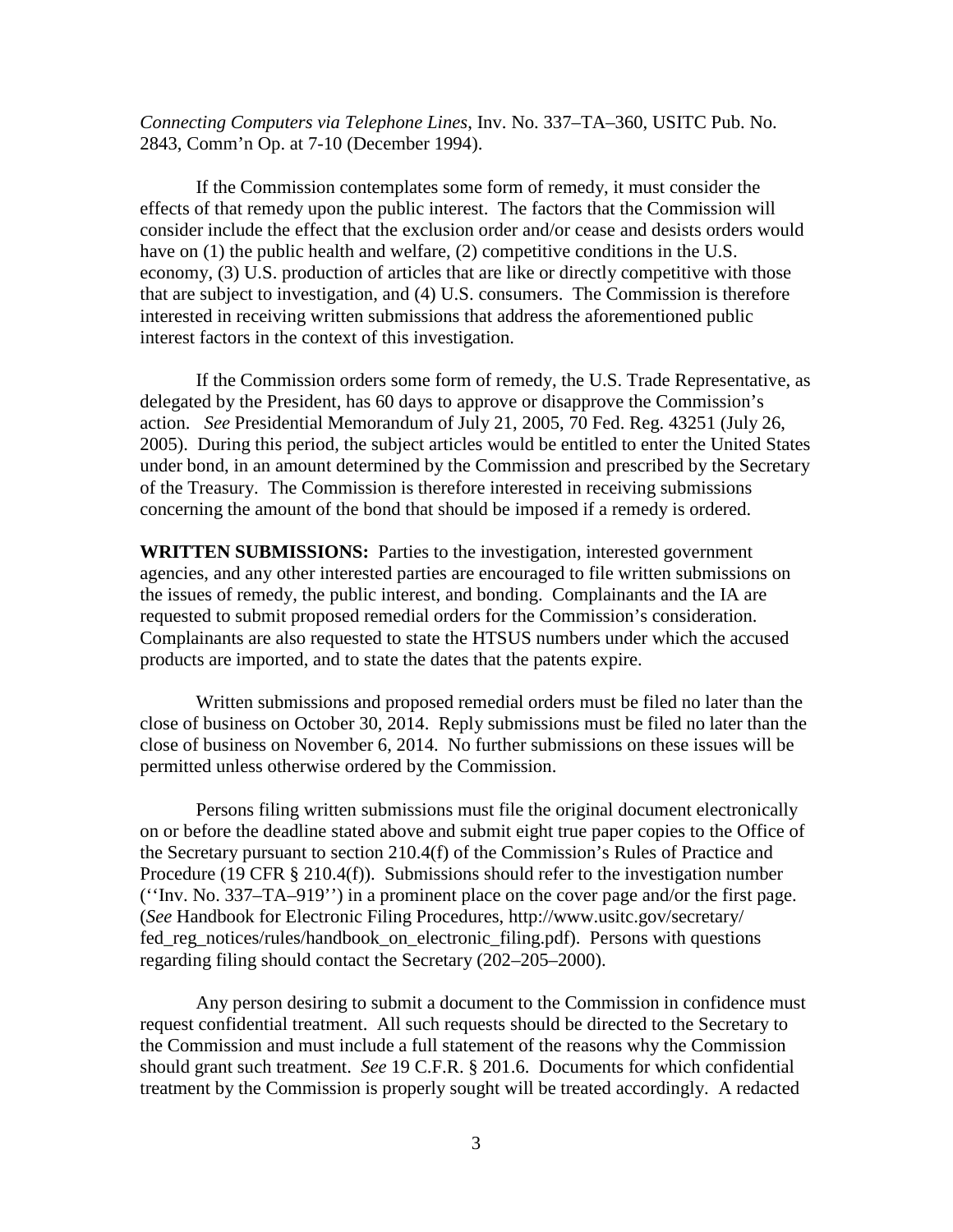*Connecting Computers via Telephone Lines*, Inv. No. 337–TA–360, USITC Pub. No. 2843, Comm'n Op. at 7-10 (December 1994).

If the Commission contemplates some form of remedy, it must consider the effects of that remedy upon the public interest. The factors that the Commission will consider include the effect that the exclusion order and/or cease and desists orders would have on (1) the public health and welfare, (2) competitive conditions in the U.S. economy, (3) U.S. production of articles that are like or directly competitive with those that are subject to investigation, and (4) U.S. consumers. The Commission is therefore interested in receiving written submissions that address the aforementioned public interest factors in the context of this investigation.

If the Commission orders some form of remedy, the U.S. Trade Representative, as delegated by the President, has 60 days to approve or disapprove the Commission's action. *See* Presidential Memorandum of July 21, 2005, 70 Fed. Reg. 43251 (July 26, 2005). During this period, the subject articles would be entitled to enter the United States under bond, in an amount determined by the Commission and prescribed by the Secretary of the Treasury. The Commission is therefore interested in receiving submissions concerning the amount of the bond that should be imposed if a remedy is ordered.

**WRITTEN SUBMISSIONS:** Parties to the investigation, interested government agencies, and any other interested parties are encouraged to file written submissions on the issues of remedy, the public interest, and bonding. Complainants and the IA are requested to submit proposed remedial orders for the Commission's consideration. Complainants are also requested to state the HTSUS numbers under which the accused products are imported, and to state the dates that the patents expire.

Written submissions and proposed remedial orders must be filed no later than the close of business on October 30, 2014. Reply submissions must be filed no later than the close of business on November 6, 2014. No further submissions on these issues will be permitted unless otherwise ordered by the Commission.

Persons filing written submissions must file the original document electronically on or before the deadline stated above and submit eight true paper copies to the Office of the Secretary pursuant to section 210.4(f) of the Commission's Rules of Practice and Procedure (19 CFR § 210.4(f)). Submissions should refer to the investigation number (''Inv. No. 337–TA–919'') in a prominent place on the cover page and/or the first page. (*See* Handbook for Electronic Filing Procedures, http://www.usitc.gov/secretary/fed_reg_notices/rules/handbook_on_electronic_filing.pdf). Persons with questions regarding filing should contact the Secretary (202–205–2000).

Any person desiring to submit a document to the Commission in confidence must request confidential treatment. All such requests should be directed to the Secretary to the Commission and must include a full statement of the reasons why the Commission should grant such treatment. *See* 19 C.F.R. § 201.6. Documents for which confidential treatment by the Commission is properly sought will be treated accordingly. A redacted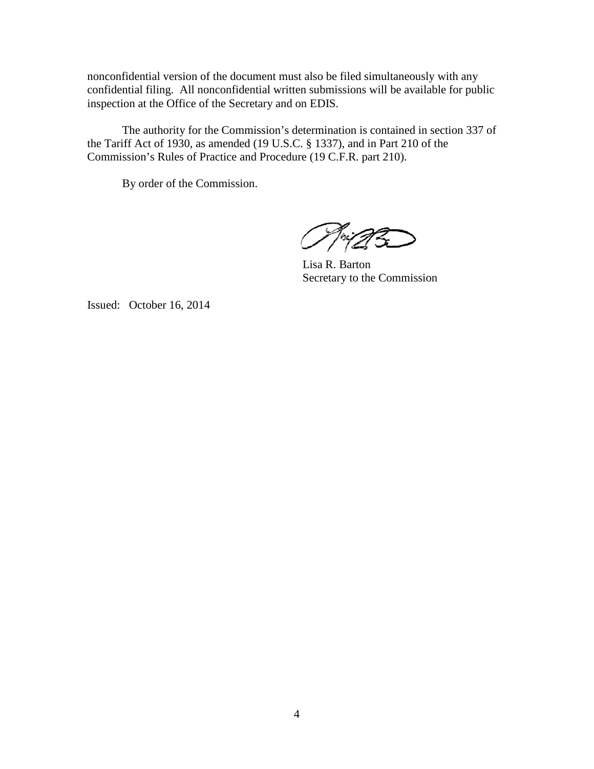nonconfidential version of the document must also be filed simultaneously with any confidential filing. All nonconfidential written submissions will be available for public inspection at the Office of the Secretary and on EDIS.

The authority for the Commission's determination is contained in section 337 of the Tariff Act of 1930, as amended (19 U.S.C. § 1337), and in Part 210 of the Commission's Rules of Practice and Procedure (19 C.F.R. part 210).

By order of the Commission.

Lisa R. Barton
Secretary to the Commission

Issued: October 16, 2014